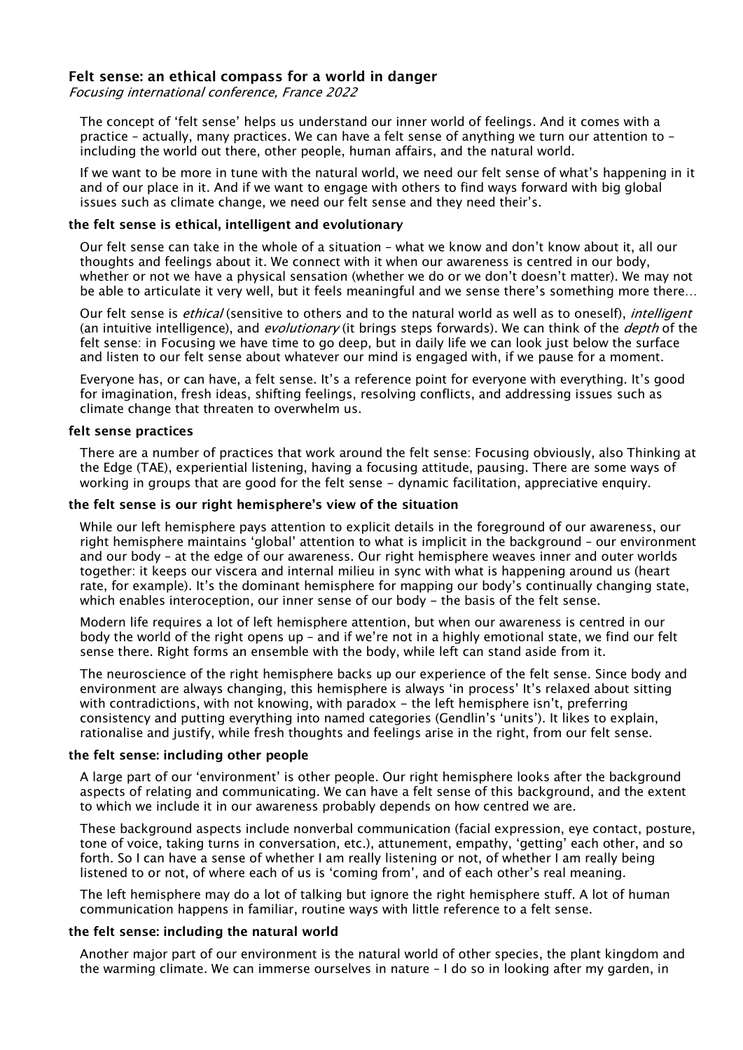# Felt sense: an ethical compass for a world in danger

*Focusing international conference, France 2022*

The concept of 'felt sense' helps us understand our inner world of feelings. And it comes with a practice – actually, many practices. We can have a felt sense of anything we turn our attention to – including the world out there, other people, human affairs, and the natural world.

If we want to be more in tune with the natural world, we need our felt sense of what's happening in it and of our place in it. And if we want to engage with others to find ways forward with big global issues such as climate change, we need our felt sense and they need their's.

### the felt sense is ethical, intelligent and evolutionary

Our felt sense can take in the whole of a situation – what we know and don't know about it, all our thoughts and feelings about it. We connect with it when our awareness is centred in our body, whether or not we have a physical sensation (whether we do or we don't doesn't matter). We may not be able to articulate it very well, but it feels meaningful and we sense there's something more there…

Our felt sense is *ethical* (sensitive to others and to the natural world as well as to oneself), *intelligent* (an intuitive intelligence), and *evolutionary* (it brings steps forwards). We can think of the *depth* of the felt sense: in Focusing we have time to go deep, but in daily life we can look just below the surface and listen to our felt sense about whatever our mind is engaged with, if we pause for a moment.

Everyone has, or can have, a felt sense. It's a reference point for everyone with everything. It's good for imagination, fresh ideas, shifting feelings, resolving conflicts, and addressing issues such as climate change that threaten to overwhelm us.

### felt sense practices

There are a number of practices that work around the felt sense: Focusing obviously, also Thinking at the Edge (TAE), experiential listening, having a focusing attitude, pausing. There are some ways of working in groups that are good for the felt sense - dynamic facilitation, appreciative enquiry.

### the felt sense is our right hemisphere's view of the situation

While our left hemisphere pays attention to explicit details in the foreground of our awareness, our right hemisphere maintains 'global' attention to what is implicit in the background – our environment and our body – at the edge of our awareness. Our right hemisphere weaves inner and outer worlds together: it keeps our viscera and internal milieu in sync with what is happening around us (heart rate, for example). It's the dominant hemisphere for mapping our body's continually changing state, which enables interoception, our inner sense of our body – the basis of the felt sense.

Modern life requires a lot of left hemisphere attention, but when our awareness is centred in our body the world of the right opens up – and if we're not in a highly emotional state, we find our felt sense there. Right forms an ensemble with the body, while left can stand aside from it.

The neuroscience of the right hemisphere backs up our experience of the felt sense. Since body and environment are always changing, this hemisphere is always 'in process' It's relaxed about sitting with contradictions, with not knowing, with paradox – the left hemisphere isn't, preferring consistency and putting everything into named categories (Gendlin's 'units'). It likes to explain, rationalise and justify, while fresh thoughts and feelings arise in the right, from our felt sense.

### the felt sense: including other people

A large part of our 'environment' is other people. Our right hemisphere looks after the background aspects of relating and communicating. We can have a felt sense of this background, and the extent to which we include it in our awareness probably depends on how centred we are.

These background aspects include nonverbal communication (facial expression, eye contact, posture, tone of voice, taking turns in conversation, etc.), attunement, empathy, 'getting' each other, and so forth. So I can have a sense of whether I am really listening or not, of whether I am really being listened to or not, of where each of us is 'coming from', and of each other's real meaning.

The left hemisphere may do a lot of talking but ignore the right hemisphere stuff. A lot of human communication happens in familiar, routine ways with little reference to a felt sense.

### the felt sense: including the natural world

Another major part of our environment is the natural world of other species, the plant kingdom and the warming climate. We can immerse ourselves in nature – I do so in looking after my garden, in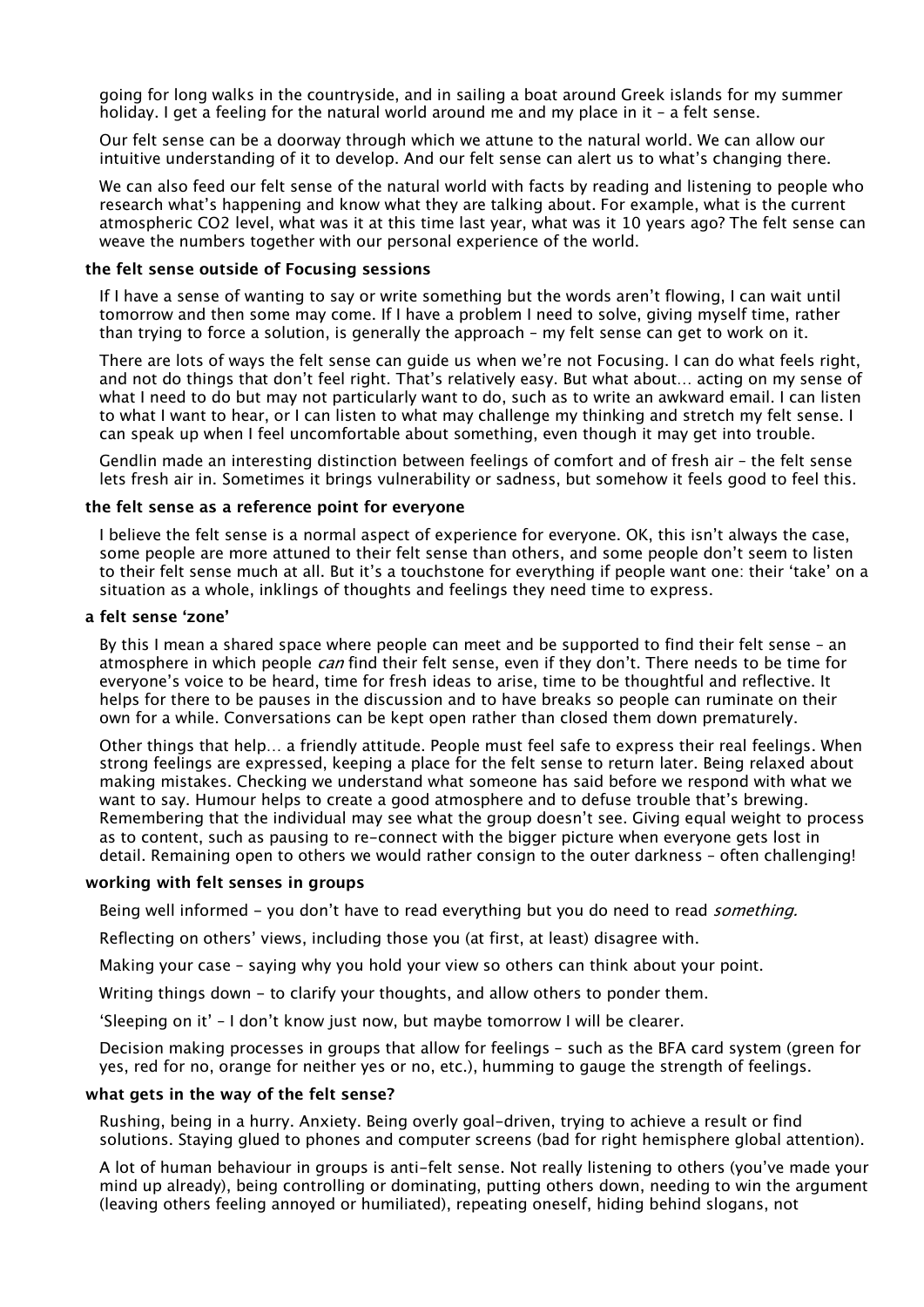going for long walks in the countryside, and in sailing a boat around Greek islands for my summer holiday. I get a feeling for the natural world around me and my place in it – a felt sense.

Our felt sense can be a doorway through which we attune to the natural world. We can allow our intuitive understanding of it to develop. And our felt sense can alert us to what's changing there.

We can also feed our felt sense of the natural world with facts by reading and listening to people who research what's happening and know what they are talking about. For example, what is the current atmospheric $CO_2$ level, what was it at this time last year, what was it 10 years ago? The felt sense can weave the numbers together with our personal experience of the world.

**the felt sense outside of Focusing sessions**

If I have a sense of wanting to say or write something but the words aren't flowing, I can wait until tomorrow and then some may come. If I have a problem I need to solve, giving myself time, rather than trying to force a solution, is generally the approach – my felt sense can get to work on it.

There are lots of ways the felt sense can guide us when we're not Focusing. I can do what feels right, and not do things that don't feel right. That's relatively easy. But what about… acting on my sense of what I need to do but may not particularly want to do, such as to write an awkward email. I can listen to what I want to hear, or I can listen to what may challenge my thinking and stretch my felt sense. I can speak up when I feel uncomfortable about something, even though it may get into trouble.

Gendlin made an interesting distinction between feelings of comfort and of fresh air – the felt sense lets fresh air in. Sometimes it brings vulnerability or sadness, but somehow it feels good to feel this.

**the felt sense as a reference point for everyone**

I believe the felt sense is a normal aspect of experience for everyone. OK, this isn't always the case, some people are more attuned to their felt sense than others, and some people don't seem to listen to their felt sense much at all. But it's a touchstone for everything if people want one: their 'take' on a situation as a whole, inklings of thoughts and feelings they need time to express.

**a felt sense 'zone'**

By this I mean a shared space where people can meet and be supported to find their felt sense – an atmosphere in which people *can* find their felt sense, even if they don't. There needs to be time for everyone's voice to be heard, time for fresh ideas to arise, time to be thoughtful and reflective. It helps for there to be pauses in the discussion and to have breaks so people can ruminate on their own for a while. Conversations can be kept open rather than closed them down prematurely.

Other things that help… a friendly attitude. People must feel safe to express their real feelings. When strong feelings are expressed, keeping a place for the felt sense to return later. Being relaxed about making mistakes. Checking we understand what someone has said before we respond with what we want to say. Humour helps to create a good atmosphere and to defuse trouble that's brewing. Remembering that the individual may see what the group doesn't see. Giving equal weight to process as to content, such as pausing to re-connect with the bigger picture when everyone gets lost in detail. Remaining open to others we would rather consign to the outer darkness – often challenging!

**working with felt senses in groups**

Being well informed - you don't have to read everything but you do need to read *something.*

Reflecting on others' views, including those you (at first, at least) disagree with.

Making your case - saying why you hold your view so others can think about your point.

Writing things down - to clarify your thoughts, and allow others to ponder them.

'Sleeping on it' – I don't know just now, but maybe tomorrow I will be clearer.

Decision making processes in groups that allow for feelings – such as the BFA card system (green for yes, red for no, orange for neither yes or no, etc.), humming to gauge the strength of feelings.

**what gets in the way of the felt sense?**

Rushing, being in a hurry. Anxiety. Being overly goal-driven, trying to achieve a result or find solutions. Staying glued to phones and computer screens (bad for right hemisphere global attention).

A lot of human behaviour in groups is anti-felt sense. Not really listening to others (you've made your mind up already), being controlling or dominating, putting others down, needing to win the argument (leaving others feeling annoyed or humiliated), repeating oneself, hiding behind slogans, not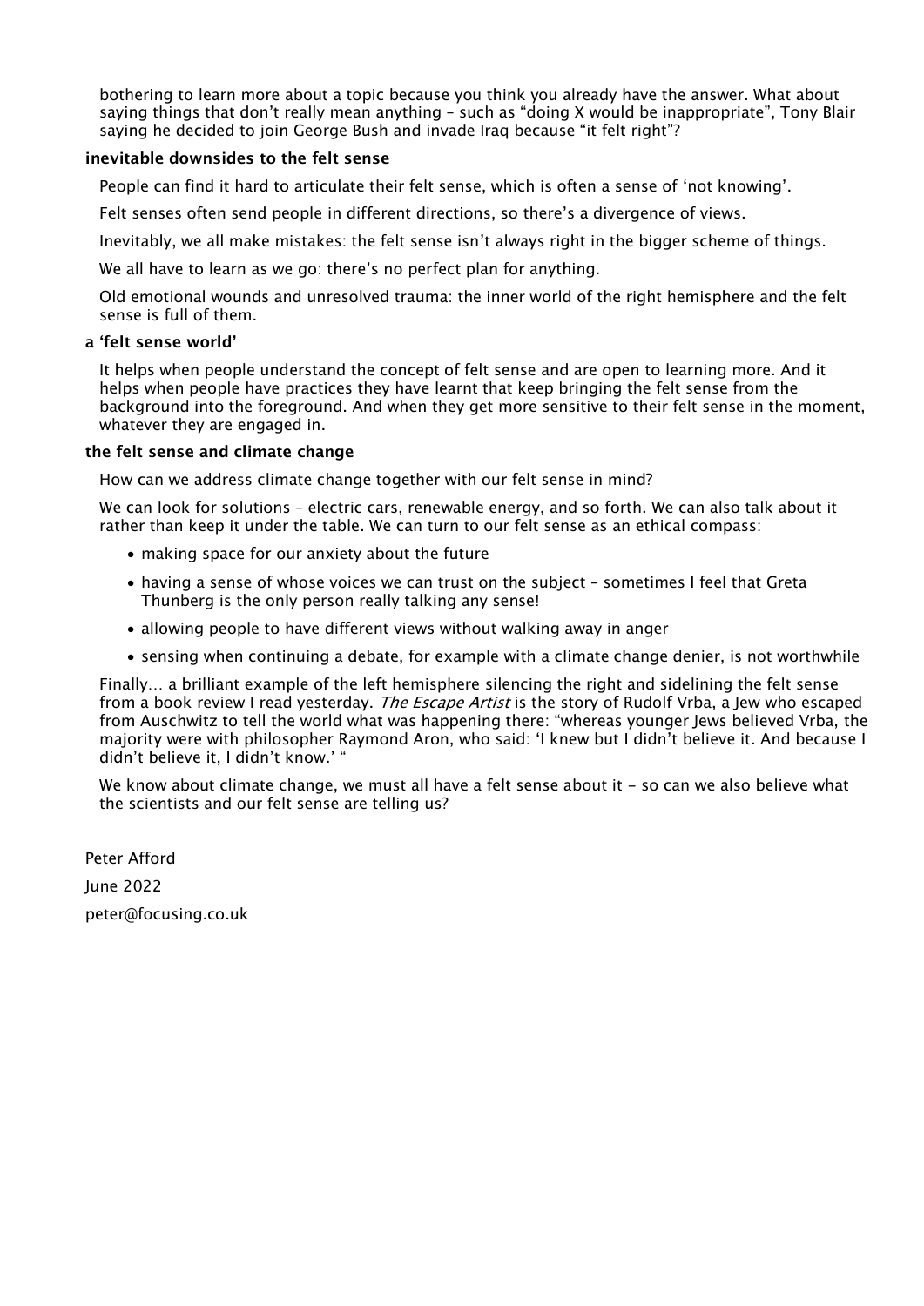bothering to learn more about a topic because you think you already have the answer. What about saying things that don't really mean anything – such as "doing X would be inappropriate", Tony Blair saying he decided to join George Bush and invade Iraq because "it felt right"?

**inevitable downsides to the felt sense**

People can find it hard to articulate their felt sense, which is often a sense of 'not knowing'.

Felt senses often send people in different directions, so there's a divergence of views.

Inevitably, we all make mistakes: the felt sense isn't always right in the bigger scheme of things.

We all have to learn as we go: there's no perfect plan for anything.

Old emotional wounds and unresolved trauma: the inner world of the right hemisphere and the felt sense is full of them.

**a 'felt sense world'**

It helps when people understand the concept of felt sense and are open to learning more. And it helps when people have practices they have learnt that keep bringing the felt sense from the background into the foreground. And when they get more sensitive to their felt sense in the moment, whatever they are engaged in.

**the felt sense and climate change**

How can we address climate change together with our felt sense in mind?

We can look for solutions – electric cars, renewable energy, and so forth. We can also talk about it rather than keep it under the table. We can turn to our felt sense as an ethical compass:

- making space for our anxiety about the future
- having a sense of whose voices we can trust on the subject – sometimes I feel that Greta Thunberg is the only person really talking any sense!
- allowing people to have different views without walking away in anger
- sensing when continuing a debate, for example with a climate change denier, is not worthwhile

Finally… a brilliant example of the left hemisphere silencing the right and sidelining the felt sense from a book review I read yesterday. *The Escape Artist* is the story of Rudolf Vrba, a Jew who escaped from Auschwitz to tell the world what was happening there: "whereas younger Jews believed Vrba, the majority were with philosopher Raymond Aron, who said: 'I knew but I didn't believe it. And because I didn't believe it, I didn't know.' "

We know about climate change, we must all have a felt sense about it - so can we also believe what the scientists and our felt sense are telling us?

Peter Afford

June 2022

peter@focusing.co.uk